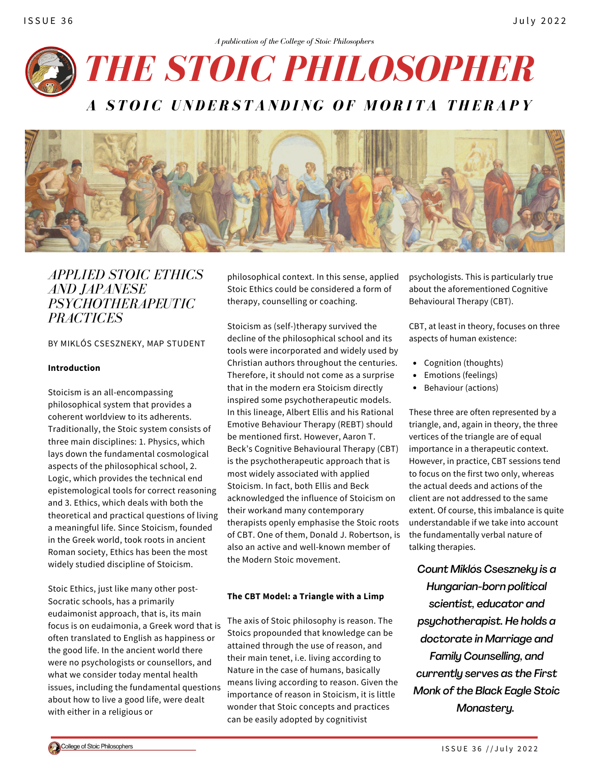*A publication of the College of Stoic Philosophers*

# THE STOIC PHILOSOPHER

## A STOIC UNDERSTANDING OF MORITA THERAPY

## *APPLIED STOIC ETHICS AND JAPANESE PSYCHOTHERAPEUTIC PRACTICES*

BY MIKLÓS CSESZNEKY, MAP STUDENT

**Introduction**

Stoicism is an all-encompassing philosophical system that provides a coherent worldview to its adherents. Traditionally, the Stoic system consists of three main disciplines: 1. Physics, which lays down the fundamental cosmological aspects of the philosophical school, 2. Logic, which provides the technical end epistemological tools for correct reasoning and 3. Ethics, which deals with both the theoretical and practical questions of living a meaningful life. Since Stoicism, founded in the Greek world, took roots in ancient Roman society, Ethics has been the most widely studied discipline of Stoicism.

Stoic Ethics, just like many other post-Socratic schools, has a primarily eudaimonist approach, that is, its main focus is on eudaimonia, a Greek word that is often translated to English as happiness or the good life. In the ancient world there were no psychologists or counsellors, and what we consider today mental health issues, including the fundamental questions about how to live a good life, were dealt with either in a religious or philosophical context. In this sense, applied Stoic Ethics could be considered a form of therapy, counselling or coaching.

Stoicism as (self-)therapy survived the decline of the philosophical school and its tools were incorporated and widely used by Christian authors throughout the centuries. Therefore, it should not come as a surprise that in the modern era Stoicism directly inspired some psychotherapeutic models. In this lineage, Albert Ellis and his Rational Emotive Behaviour Therapy (REBT) should be mentioned first. However, Aaron T. Beck's Cognitive Behavioural Therapy (CBT) is the psychotherapeutic approach that is most widely associated with applied Stoicism. In fact, both Ellis and Beck acknowledged the influence of Stoicism on their workand many contemporary therapists openly emphasise the Stoic roots of CBT. One of them, Donald J. Robertson, is also an active and well-known member of the Modern Stoic movement.

**The CBT Model: a Triangle with a Limp**

The axis of Stoic philosophy is reason. The Stoics propounded that knowledge can be attained through the use of reason, and their main tenet, i.e. living according to Nature in the case of humans, basically means living according to reason. Given the importance of reason in Stoicism, it is little wonder that Stoic concepts and practices can be easily adopted by cognitivist psychologists. This is particularly true about the aforementioned Cognitive Behavioural Therapy (CBT).

CBT, at least in theory, focuses on three aspects of human existence:

- Cognition (thoughts)
- Emotions (feelings)
- Behaviour (actions)

These three are often represented by a triangle, and, again in theory, the three vertices of the triangle are of equal importance in a therapeutic context. However, in practice, CBT sessions tend to focus on the first two only, whereas the actual deeds and actions of the client are not addressed to the same extent. Of course, this imbalance is quite understandable if we take into account the fundamentally verbal nature of talking therapies.

*Count Miklós Csesznekу is a Hungarian-born political scientist, educator and psychotherapist. He holds a doctorate in Marriage and Family Counselling, and currently serves as the First Monk of the Black Eagle Stoic Monastery.*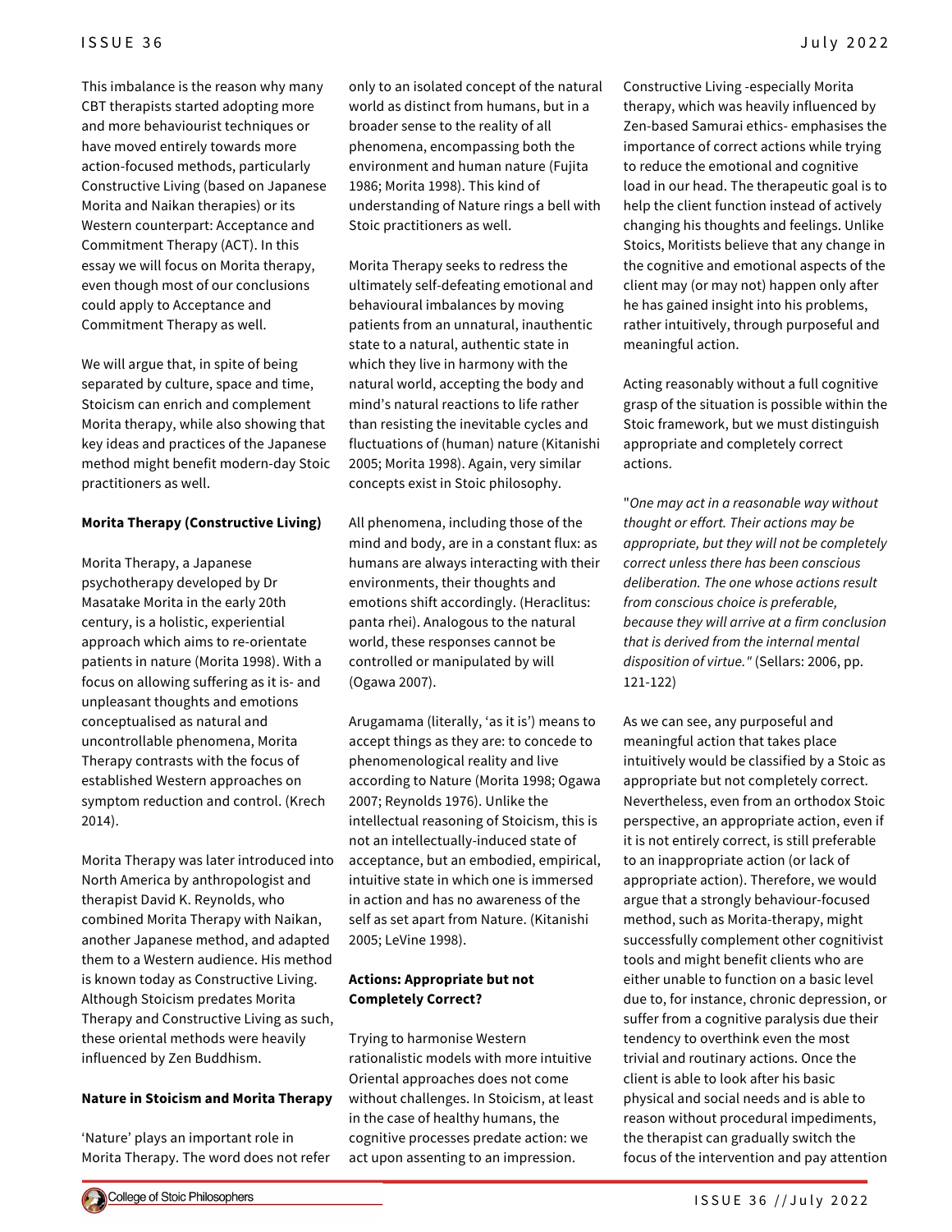This imbalance is the reason why many CBT therapists started adopting more and more behaviourist techniques or have moved entirely towards more action-focused methods, particularly Constructive Living (based on Japanese Morita and Naikan therapies) or its Western counterpart: Acceptance and Commitment Therapy (ACT). In this essay we will focus on Morita therapy, even though most of our conclusions could apply to Acceptance and Commitment Therapy as well.

We will argue that, in spite of being separated by culture, space and time, Stoicism can enrich and complement Morita therapy, while also showing that key ideas and practices of the Japanese method might benefit modern-day Stoic practitioners as well.

**Morita Therapy (Constructive Living)**

Morita Therapy, a Japanese psychotherapy developed by Dr Masatake Morita in the early 20th century, is a holistic, experiential approach which aims to re-orientate patients in nature (Morita 1998). With a focus on allowing suffering as it is- and unpleasant thoughts and emotions conceptualised as natural and uncontrollable phenomena, Morita Therapy contrasts with the focus of established Western approaches on symptom reduction and control. (Krech 2014).

Morita Therapy was later introduced into North America by anthropologist and therapist David K. Reynolds, who combined Morita Therapy with Naikan, another Japanese method, and adapted them to a Western audience. His method is known today as Constructive Living. Although Stoicism predates Morita Therapy and Constructive Living as such, these oriental methods were heavily influenced by Zen Buddhism.

**Nature in Stoicism and Morita Therapy**

'Nature' plays an important role in Morita Therapy. The word does not refer only to an isolated concept of the natural world as distinct from humans, but in a broader sense to the reality of all phenomena, encompassing both the environment and human nature (Fujita 1986; Morita 1998). This kind of understanding of Nature rings a bell with Stoic practitioners as well.

Morita Therapy seeks to redress the ultimately self-defeating emotional and behavioural imbalances by moving patients from an unnatural, inauthentic state to a natural, authentic state in which they live in harmony with the natural world, accepting the body and mind's natural reactions to life rather than resisting the inevitable cycles and fluctuations of (human) nature (Kitanishi 2005; Morita 1998). Again, very similar concepts exist in Stoic philosophy.

All phenomena, including those of the mind and body, are in a constant flux: as humans are always interacting with their environments, their thoughts and emotions shift accordingly. (Heraclitus: panta rhei). Analogous to the natural world, these responses cannot be controlled or manipulated by will (Ogawa 2007).

Arugamama (literally, 'as it is') means to accept things as they are: to concede to phenomenological reality and live according to Nature (Morita 1998; Ogawa 2007; Reynolds 1976). Unlike the intellectual reasoning of Stoicism, this is not an intellectually-induced state of acceptance, but an embodied, empirical, intuitive state in which one is immersed in action and has no awareness of the self as set apart from Nature. (Kitanishi 2005; LeVine 1998).

**Actions: Appropriate but not Completely Correct?**

Trying to harmonise Western rationalistic models with more intuitive Oriental approaches does not come without challenges. In Stoicism, at least in the case of healthy humans, the cognitive processes predate action: we act upon assenting to an impression. Constructive Living -especially Morita therapy, which was heavily influenced by Zen-based Samurai ethics- emphasises the importance of correct actions while trying to reduce the emotional and cognitive load in our head. The therapeutic goal is to help the client function instead of actively changing his thoughts and feelings. Unlike Stoics, Moritists believe that any change in the cognitive and emotional aspects of the client may (or may not) happen only after he has gained insight into his problems, rather intuitively, through purposeful and meaningful action.

Acting reasonably without a full cognitive grasp of the situation is possible within the Stoic framework, but we must distinguish appropriate and completely correct actions.

"*One may act in a reasonable way without thought or effort. Their actions may be appropriate, but they will not be completely correct unless there has been conscious deliberation. The one whose actions result from conscious choice is preferable, because they will arrive at a firm conclusion that is derived from the internal mental disposition of virtue."* (Sellars: 2006, pp. 121-122)

As we can see, any purposeful and meaningful action that takes place intuitively would be classified by a Stoic as appropriate but not completely correct. Nevertheless, even from an orthodox Stoic perspective, an appropriate action, even if it is not entirely correct, is still preferable to an inappropriate action (or lack of appropriate action). Therefore, we would argue that a strongly behaviour-focused method, such as Morita-therapy, might successfully complement other cognitivist tools and might benefit clients who are either unable to function on a basic level due to, for instance, chronic depression, or suffer from a cognitive paralysis due their tendency to overthink even the most trivial and routinary actions. Once the client is able to look after his basic physical and social needs and is able to reason without procedural impediments, the therapist can gradually switch the focus of the intervention and pay attention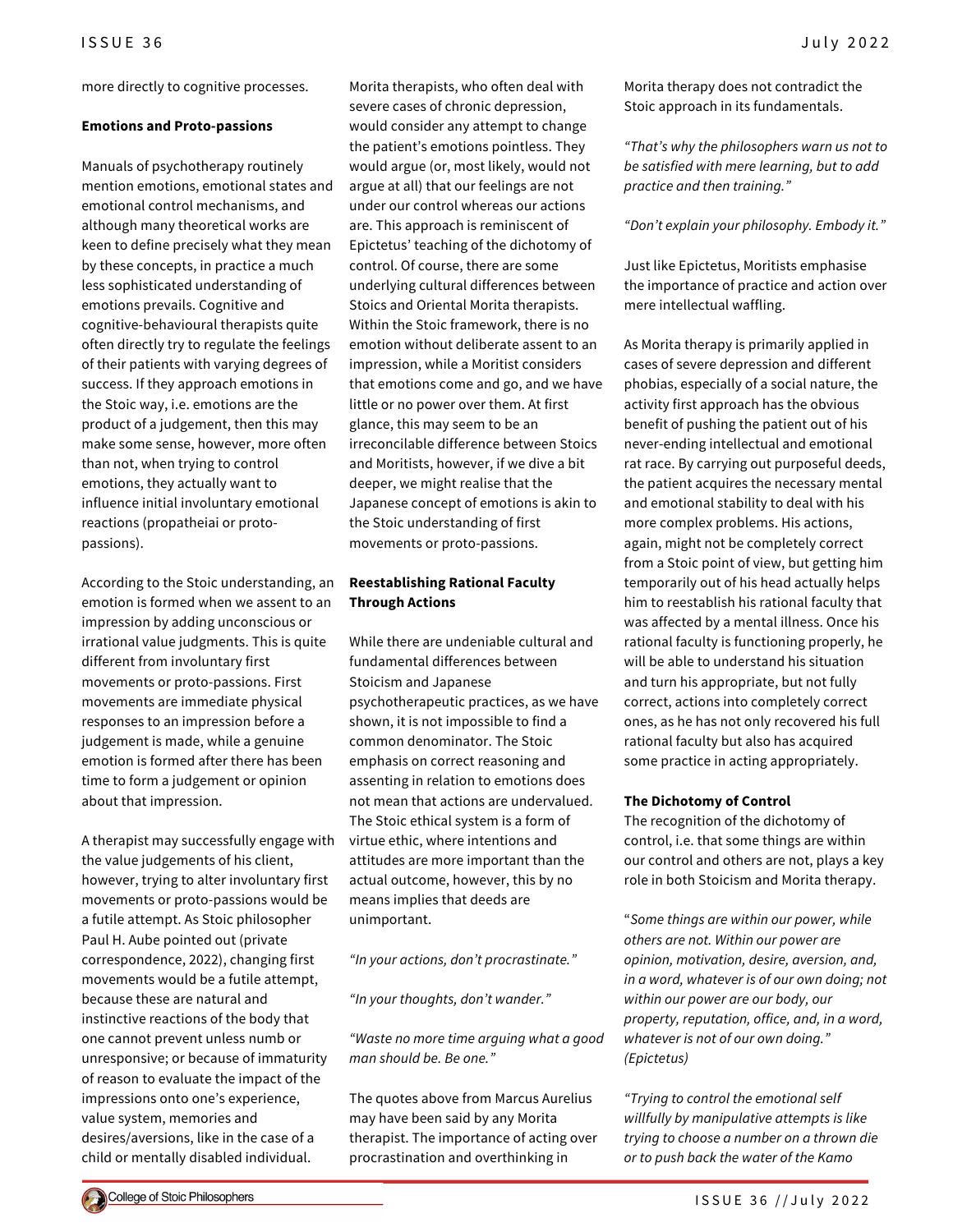more directly to cognitive processes.

**Emotions and Proto-passions**

Manuals of psychotherapy routinely mention emotions, emotional states and emotional control mechanisms, and although many theoretical works are keen to define precisely what they mean by these concepts, in practice a much less sophisticated understanding of emotions prevails. Cognitive and cognitive-behavioural therapists quite often directly try to regulate the feelings of their patients with varying degrees of success. If they approach emotions in the Stoic way, i.e. emotions are the product of a judgement, then this may make some sense, however, more often than not, when trying to control emotions, they actually want to influence initial involuntary emotional reactions (propatheiai or proto-passions).

According to the Stoic understanding, an emotion is formed when we assent to an impression by adding unconscious or irrational value judgments. This is quite different from involuntary first movements or proto-passions. First movements are immediate physical responses to an impression before a judgement is made, while a genuine emotion is formed after there has been time to form a judgement or opinion about that impression.

A therapist may successfully engage with the value judgements of his client, however, trying to alter involuntary first movements or proto-passions would be a futile attempt. As Stoic philosopher Paul H. Aube pointed out (private correspondence, 2022), changing first movements would be a futile attempt, because these are natural and instinctive reactions of the body that one cannot prevent unless numb or unresponsive; or because of immaturity of reason to evaluate the impact of the impressions onto one's experience, value system, memories and desires/aversions, like in the case of a child or mentally disabled individual.

Morita therapists, who often deal with severe cases of chronic depression, would consider any attempt to change the patient's emotions pointless. They would argue (or, most likely, would not argue at all) that our feelings are not under our control whereas our actions are. This approach is reminiscent of Epictetus' teaching of the dichotomy of control. Of course, there are some underlying cultural differences between Stoics and Oriental Morita therapists. Within the Stoic framework, there is no emotion without deliberate assent to an impression, while a Moritist considers that emotions come and go, and we have little or no power over them. At first glance, this may seem to be an irreconcilable difference between Stoics and Moritists, however, if we dive a bit deeper, we might realise that the Japanese concept of emotions is akin to the Stoic understanding of first movements or proto-passions.

**Reestablishing Rational Faculty Through Actions**

While there are undeniable cultural and fundamental differences between Stoicism and Japanese psychotherapeutic practices, as we have shown, it is not impossible to find a common denominator. The Stoic emphasis on correct reasoning and assenting in relation to emotions does not mean that actions are undervalued. The Stoic ethical system is a form of virtue ethic, where intentions and attitudes are more important than the actual outcome, however, this by no means implies that deeds are unimportant.

*"In your actions, don't procrastinate."*

*"In your thoughts, don't wander."*

*"Waste no more time arguing what a good man should be. Be one."*

The quotes above from Marcus Aurelius may have been said by any Morita therapist. The importance of acting over procrastination and overthinking in Morita therapy does not contradict the Stoic approach in its fundamentals.

*"That's why the philosophers warn us not to be satisfied with mere learning, but to add practice and then training."*

*"Don't explain your philosophy. Embody it."*

Just like Epictetus, Moritists emphasise the importance of practice and action over mere intellectual waffling.

As Morita therapy is primarily applied in cases of severe depression and different phobias, especially of a social nature, the activity first approach has the obvious benefit of pushing the patient out of his never-ending intellectual and emotional rat race. By carrying out purposeful deeds, the patient acquires the necessary mental and emotional stability to deal with his more complex problems. His actions, again, might not be completely correct from a Stoic point of view, but getting him temporarily out of his head actually helps him to reestablish his rational faculty that was affected by a mental illness. Once his rational faculty is functioning properly, he will be able to understand his situation and turn his appropriate, but not fully correct, actions into completely correct ones, as he has not only recovered his full rational faculty but also has acquired some practice in acting appropriately.

**The Dichotomy of Control**

The recognition of the dichotomy of control, i.e. that some things are within our control and others are not, plays a key role in both Stoicism and Morita therapy.

"*Some things are within our power, while others are not. Within our power are opinion, motivation, desire, aversion, and, in a word, whatever is of our own doing; not within our power are our body, our property, reputation, office, and, in a word, whatever is not of our own doing." (Epictetus)*

*"Trying to control the emotional self willfully by manipulative attempts is like trying to choose a number on a thrown die or to push back the water of the Kamo*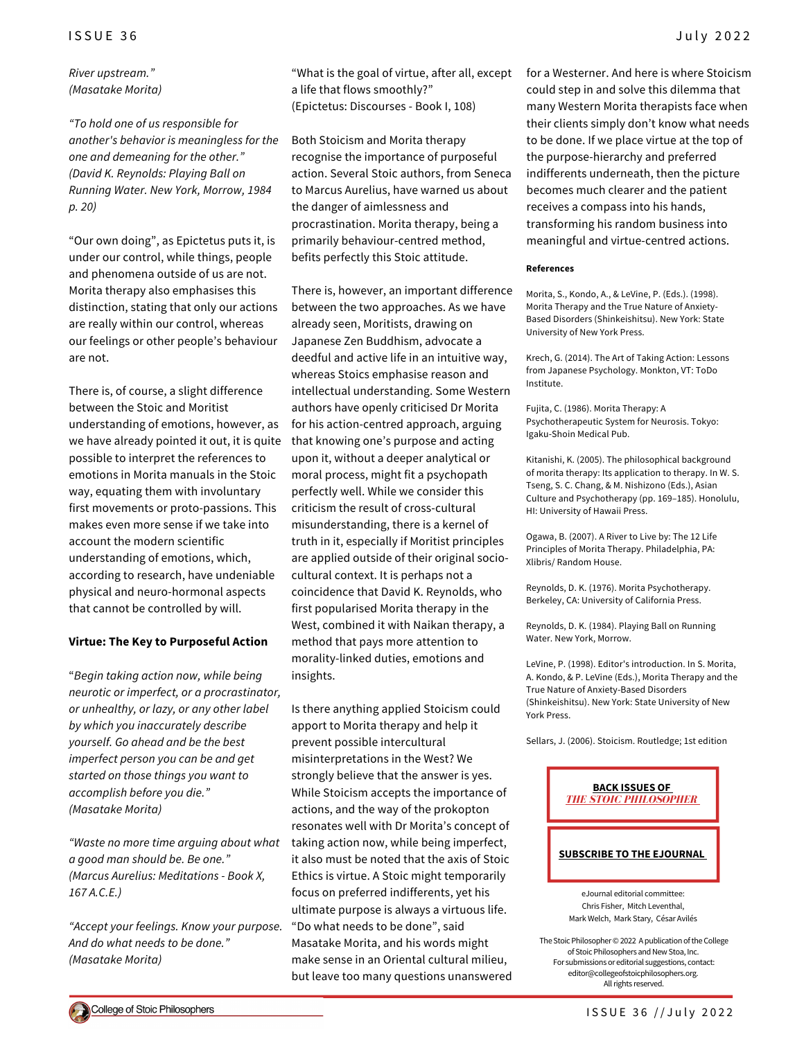*River upstream."*
*(Masatake Morita)*

*"To hold one of us responsible for another's behavior is meaningless for the one and demeaning for the other."*
*(David K. Reynolds: Playing Ball on Running Water. New York, Morrow, 1984 p. 20)*

"Our own doing", as Epictetus puts it, is under our control, while things, people and phenomena outside of us are not. Morita therapy also emphasises this distinction, stating that only our actions are really within our control, whereas our feelings or other people's behaviour are not.

There is, of course, a slight difference between the Stoic and Moritist understanding of emotions, however, as we have already pointed it out, it is quite possible to interpret the references to emotions in Morita manuals in the Stoic way, equating them with involuntary first movements or proto-passions. This makes even more sense if we take into account the modern scientific understanding of emotions, which, according to research, have undeniable physical and neuro-hormonal aspects that cannot be controlled by will.

**Virtue: The Key to Purposeful Action**

"*Begin taking action now, while being neurotic or imperfect, or a procrastinator, or unhealthy, or lazy, or any other label by which you inaccurately describe yourself. Go ahead and be the best imperfect person you can be and get started on those things you want to accomplish before you die."*
*(Masatake Morita)*

*"Waste no more time arguing about what a good man should be. Be one."*
*(Marcus Aurelius: Meditations - Book X, 167 A.C.E.)*

*"Accept your feelings. Know your purpose. And do what needs to be done."*
*(Masatake Morita)*

"What is the goal of virtue, after all, except a life that flows smoothly?"
(Epictetus: Discourses - Book I, 108)

Both Stoicism and Morita therapy recognise the importance of purposeful action. Several Stoic authors, from Seneca to Marcus Aurelius, have warned us about the danger of aimlessness and procrastination. Morita therapy, being a primarily behaviour-centred method, befits perfectly this Stoic attitude.

There is, however, an important difference between the two approaches. As we have already seen, Moritists, drawing on Japanese Zen Buddhism, advocate a deedful and active life in an intuitive way, whereas Stoics emphasise reason and intellectual understanding. Some Western authors have openly criticised Dr Morita for his action-centred approach, arguing that knowing one's purpose and acting upon it, without a deeper analytical or moral process, might fit a psychopath perfectly well. While we consider this criticism the result of cross-cultural misunderstanding, there is a kernel of truth in it, especially if Moritist principles are applied outside of their original socio-cultural context. It is perhaps not a coincidence that David K. Reynolds, who first popularised Morita therapy in the West, combined it with Naikan therapy, a method that pays more attention to morality-linked duties, emotions and insights.

Is there anything applied Stoicism could apport to Morita therapy and help it prevent possible intercultural misinterpretations in the West? We strongly believe that the answer is yes. While Stoicism accepts the importance of actions, and the way of the prokopton resonates well with Dr Morita's concept of taking action now, while being imperfect, it also must be noted that the axis of Stoic Ethics is virtue. A Stoic might temporarily focus on preferred indifferents, yet his ultimate purpose is always a virtuous life. "Do what needs to be done", said Masatake Morita, and his words might make sense in an Oriental cultural milieu, but leave too many questions unanswered for a Westerner. And here is where Stoicism could step in and solve this dilemma that many Western Morita therapists face when their clients simply don't know what needs to be done. If we place virtue at the top of the purpose-hierarchy and preferred indifferents underneath, then the picture becomes much clearer and the patient receives a compass into his hands, transforming his random business into meaningful and virtue-centred actions.

**References**

Morita, S., Kondo, A., & LeVine, P. (Eds.). (1998). Morita Therapy and the True Nature of Anxiety-Based Disorders (Shinkeishitsu). New York: State University of New York Press.

Krech, G. (2014). The Art of Taking Action: Lessons from Japanese Psychology. Monkton, VT: ToDo Institute.

Fujita, C. (1986). Morita Therapy: A Psychotherapeutic System for Neurosis. Tokyo: Igaku-Shoin Medical Pub.

Kitanishi, K. (2005). The philosophical background of morita therapy: Its application to therapy. In W. S. Tseng, S. C. Chang, & M. Nishizono (Eds.), Asian Culture and Psychotherapy (pp. 169–185). Honolulu, HI: University of Hawaii Press.

Ogawa, B. (2007). A River to Live by: The 12 Life Principles of Morita Therapy. Philadelphia, PA: Xlibris/ Random House.

Reynolds, D. K. (1976). Morita Psychotherapy. Berkeley, CA: University of California Press.

Reynolds, D. K. (1984). Playing Ball on Running Water. New York, Morrow.

LeVine, P. (1998). Editor's introduction. In S. Morita, A. Kondo, & P. LeVine (Eds.), Morita Therapy and the True Nature of Anxiety-Based Disorders (Shinkeishitsu). New York: State University of New York Press.

Sellars, J. (2006). Stoicism. Routledge; 1st edition

**BACK ISSUES OF *THE STOIC PHILOSOPHER***

**SUBSCRIBE TO THE EJOURNAL**

eJournal editorial committee:
Chris Fisher, Mitch Leventhal, Mark Welch, Mark Stary, César Avilés

The Stoic Philosopher © 2022 A publication of the College of Stoic Philosophers and New Stoa, Inc.
For submissions or editorial suggestions, contact: editor@collegeofstoicphilosophers.org.
All rights reserved.